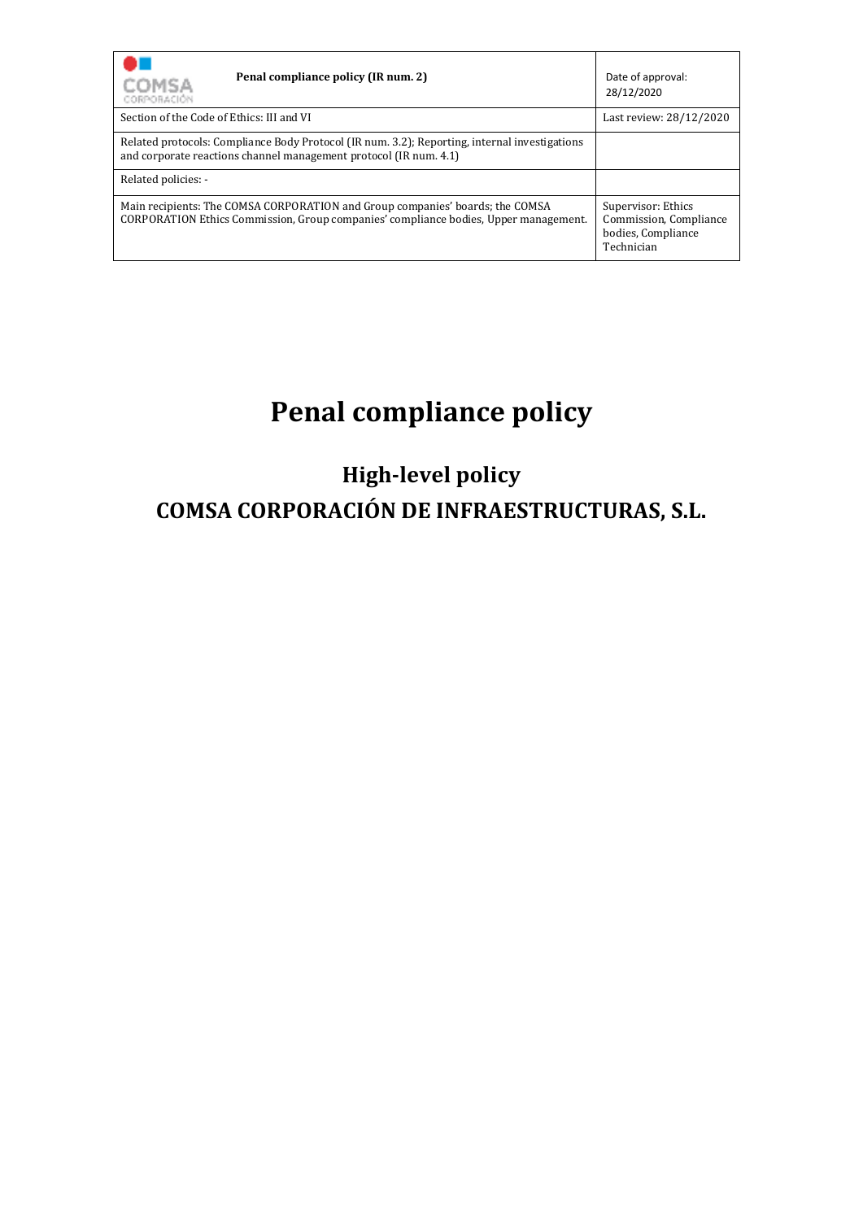| COMSA CORPORACIÓN **Penal compliance policy (IR num. 2)** | Date of approval: 28/12/2020 |
| --- | --- |
| Section of the Code of Ethics: III and VI | Last review: 28/12/2020 |
| Related protocols: Compliance Body Protocol (IR num. 3.2); Reporting, internal investigations and corporate reactions channel management protocol (IR num. 4.1) | |
| Related policies: - | |
| Main recipients: The COMSA CORPORATION and Group companies' boards; the COMSA CORPORATION Ethics Commission, Group companies' compliance bodies, Upper management. | Supervisor: Ethics Commission, Compliance bodies, Compliance Technician |

# Penal compliance policy

## High-level policy

## COMSA CORPORACIÓN DE INFRAESTRUCTURAS, S.L.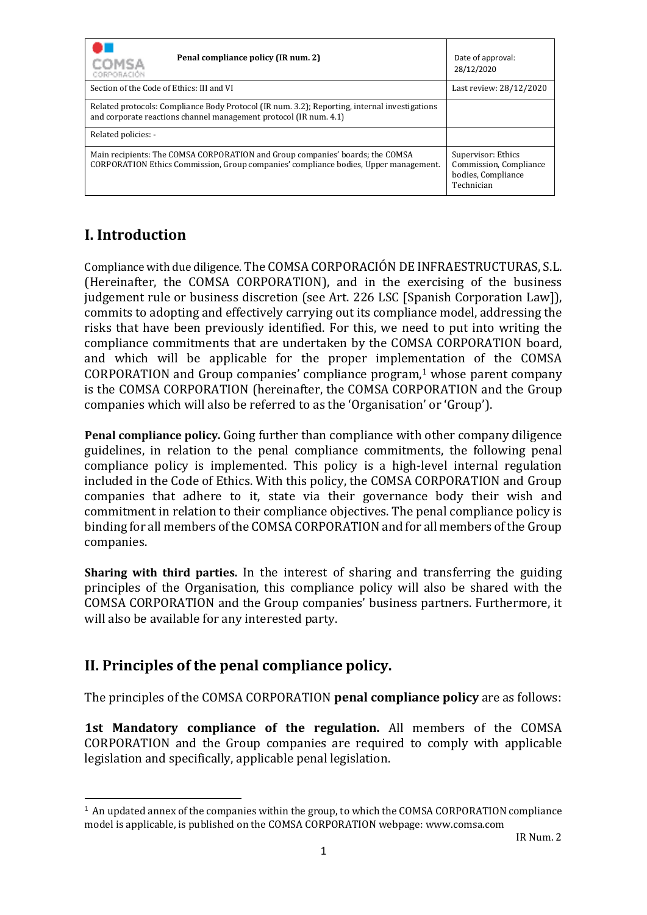| Penal compliance policy (IR num. 2) | Date of approval: 28/12/2020 |
| --- | --- |
| Section of the Code of Ethics: III and VI | Last review: 28/12/2020 |
| Related protocols: Compliance Body Protocol (IR num. 3.2); Reporting, internal investigations and corporate reactions channel management protocol (IR num. 4.1) | |
| Related policies: - | |
| Main recipients: The COMSA CORPORATION and Group companies' boards; the COMSA CORPORATION Ethics Commission, Group companies' compliance bodies, Upper management. | Supervisor: Ethics Commission, Compliance bodies, Compliance Technician |

## I. Introduction

Compliance with due diligence. The COMSA CORPORACIÓN DE INFRAESTRUCTURAS, S.L. (Hereinafter, the COMSA CORPORATION), and in the exercising of the business judgement rule or business discretion (see Art. 226 LSC [Spanish Corporation Law]), commits to adopting and effectively carrying out its compliance model, addressing the risks that have been previously identified. For this, we need to put into writing the compliance commitments that are undertaken by the COMSA CORPORATION board, and which will be applicable for the proper implementation of the COMSA CORPORATION and Group companies' compliance program,[1] whose parent company is the COMSA CORPORATION (hereinafter, the COMSA CORPORATION and the Group companies which will also be referred to as the 'Organisation' or 'Group').

**Penal compliance policy.** Going further than compliance with other company diligence guidelines, in relation to the penal compliance commitments, the following penal compliance policy is implemented. This policy is a high-level internal regulation included in the Code of Ethics. With this policy, the COMSA CORPORATION and Group companies that adhere to it, state via their governance body their wish and commitment in relation to their compliance objectives. The penal compliance policy is binding for all members of the COMSA CORPORATION and for all members of the Group companies.

**Sharing with third parties.** In the interest of sharing and transferring the guiding principles of the Organisation, this compliance policy will also be shared with the COMSA CORPORATION and the Group companies' business partners. Furthermore, it will also be available for any interested party.

## II. Principles of the penal compliance policy.

The principles of the COMSA CORPORATION **penal compliance policy** are as follows:

**1st Mandatory compliance of the regulation.** All members of the COMSA CORPORATION and the Group companies are required to comply with applicable legislation and specifically, applicable penal legislation.

[1] An updated annex of the companies within the group, to which the COMSA CORPORATION compliance model is applicable, is published on the COMSA CORPORATION webpage: www.comsa.com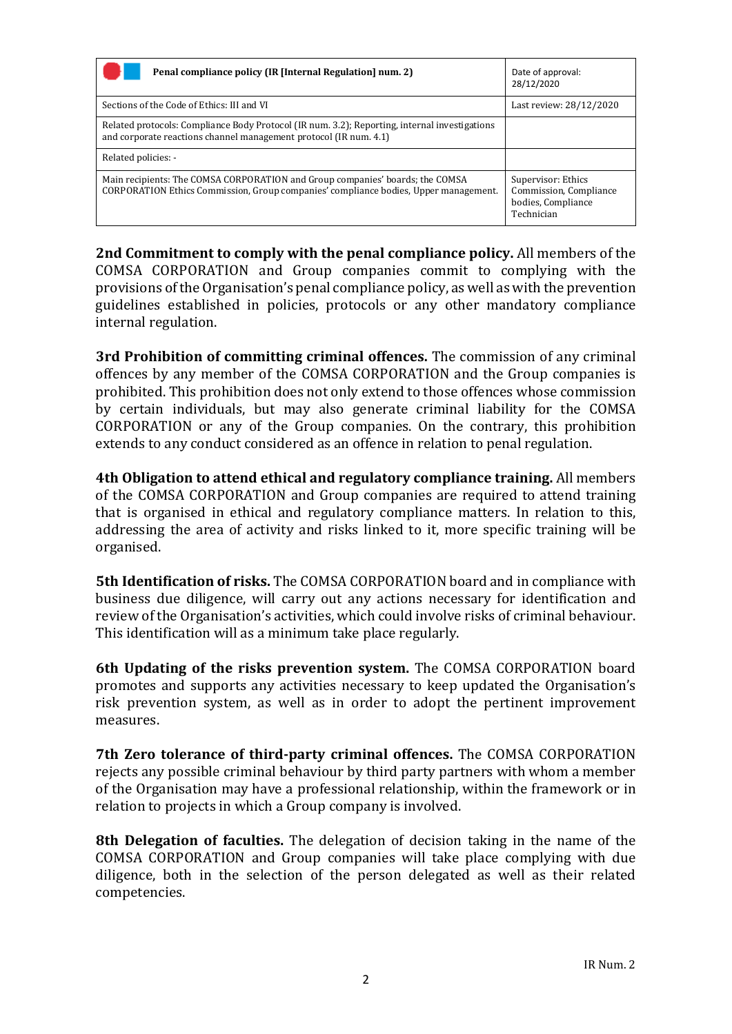| Penal compliance policy (IR [Internal Regulation] num. 2) | Date of approval: 28/12/2020 |
|---|---|
| Sections of the Code of Ethics: III and VI | Last review: 28/12/2020 |
| Related protocols: Compliance Body Protocol (IR num. 3.2); Reporting, internal investigations and corporate reactions channel management protocol (IR num. 4.1) | |
| Related policies: - | |
| Main recipients: The COMSA CORPORATION and Group companies' boards; the COMSA CORPORATION Ethics Commission, Group companies' compliance bodies, Upper management. | Supervisor: Ethics Commission, Compliance bodies, Compliance Technician |

**2nd Commitment to comply with the penal compliance policy.** All members of the COMSA CORPORATION and Group companies commit to complying with the provisions of the Organisation's penal compliance policy, as well as with the prevention guidelines established in policies, protocols or any other mandatory compliance internal regulation.

**3rd Prohibition of committing criminal offences.** The commission of any criminal offences by any member of the COMSA CORPORATION and the Group companies is prohibited. This prohibition does not only extend to those offences whose commission by certain individuals, but may also generate criminal liability for the COMSA CORPORATION or any of the Group companies. On the contrary, this prohibition extends to any conduct considered as an offence in relation to penal regulation.

**4th Obligation to attend ethical and regulatory compliance training.** All members of the COMSA CORPORATION and Group companies are required to attend training that is organised in ethical and regulatory compliance matters. In relation to this, addressing the area of activity and risks linked to it, more specific training will be organised.

**5th Identification of risks.** The COMSA CORPORATION board and in compliance with business due diligence, will carry out any actions necessary for identification and review of the Organisation's activities, which could involve risks of criminal behaviour. This identification will as a minimum take place regularly.

**6th Updating of the risks prevention system.** The COMSA CORPORATION board promotes and supports any activities necessary to keep updated the Organisation's risk prevention system, as well as in order to adopt the pertinent improvement measures.

**7th Zero tolerance of third-party criminal offences.** The COMSA CORPORATION rejects any possible criminal behaviour by third party partners with whom a member of the Organisation may have a professional relationship, within the framework or in relation to projects in which a Group company is involved.

**8th Delegation of faculties.** The delegation of decision taking in the name of the COMSA CORPORATION and Group companies will take place complying with due diligence, both in the selection of the person delegated as well as their related competencies.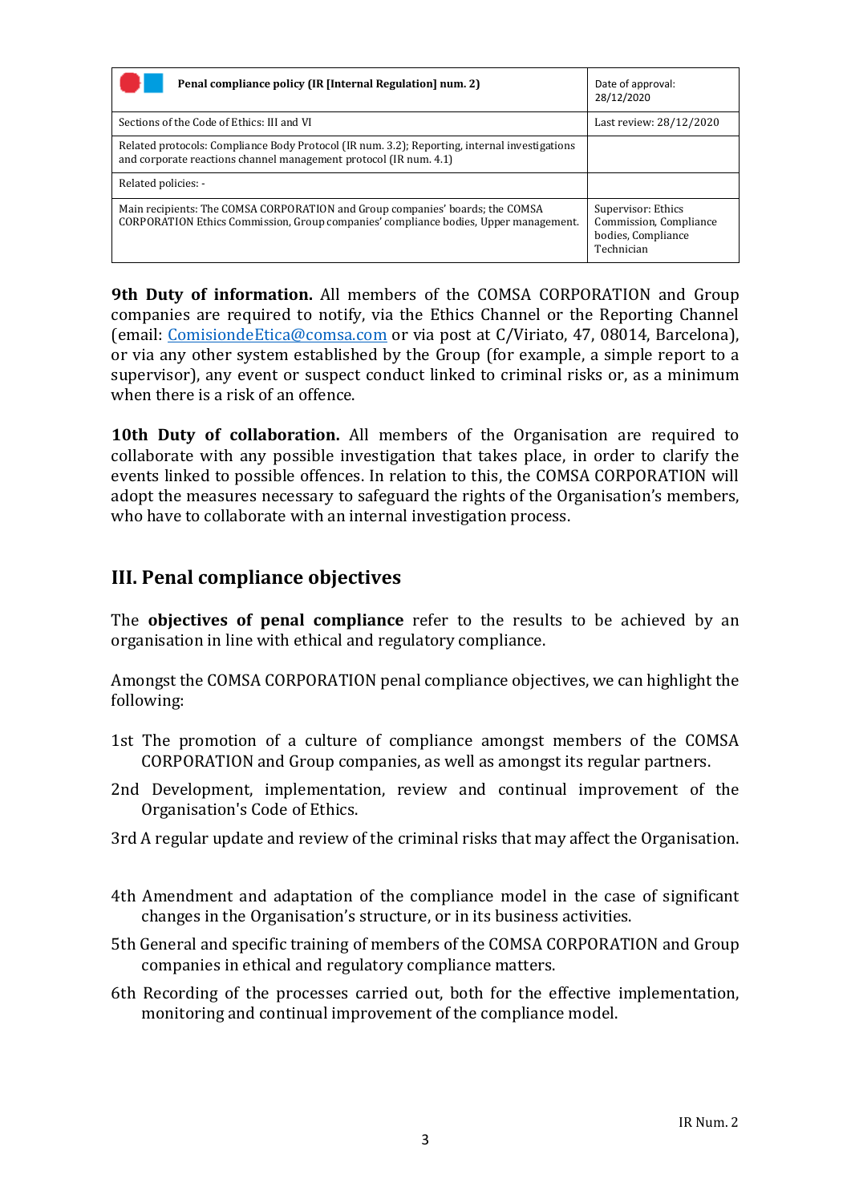| Penal compliance policy (IR [Internal Regulation] num. 2) | Date of approval: 28/12/2020 |
|---|---|
| Sections of the Code of Ethics: III and VI | Last review: 28/12/2020 |
| Related protocols: Compliance Body Protocol (IR num. 3.2); Reporting, internal investigations and corporate reactions channel management protocol (IR num. 4.1) | |
| Related policies: - | |
| Main recipients: The COMSA CORPORATION and Group companies' boards; the COMSA CORPORATION Ethics Commission, Group companies' compliance bodies, Upper management. | Supervisor: Ethics Commission, Compliance bodies, Compliance Technician |

**9th Duty of information.** All members of the COMSA CORPORATION and Group companies are required to notify, via the Ethics Channel or the Reporting Channel (email: ComisiondeEtica@comsa.com or via post at C/Viriato, 47, 08014, Barcelona), or via any other system established by the Group (for example, a simple report to a supervisor), any event or suspect conduct linked to criminal risks or, as a minimum when there is a risk of an offence.

**10th Duty of collaboration.** All members of the Organisation are required to collaborate with any possible investigation that takes place, in order to clarify the events linked to possible offences. In relation to this, the COMSA CORPORATION will adopt the measures necessary to safeguard the rights of the Organisation's members, who have to collaborate with an internal investigation process.

## III. Penal compliance objectives

The **objectives of penal compliance** refer to the results to be achieved by an organisation in line with ethical and regulatory compliance.

Amongst the COMSA CORPORATION penal compliance objectives, we can highlight the following:

1st The promotion of a culture of compliance amongst members of the COMSA CORPORATION and Group companies, as well as amongst its regular partners.

2nd Development, implementation, review and continual improvement of the Organisation's Code of Ethics.

3rd A regular update and review of the criminal risks that may affect the Organisation.

4th Amendment and adaptation of the compliance model in the case of significant changes in the Organisation's structure, or in its business activities.

5th General and specific training of members of the COMSA CORPORATION and Group companies in ethical and regulatory compliance matters.

6th Recording of the processes carried out, both for the effective implementation, monitoring and continual improvement of the compliance model.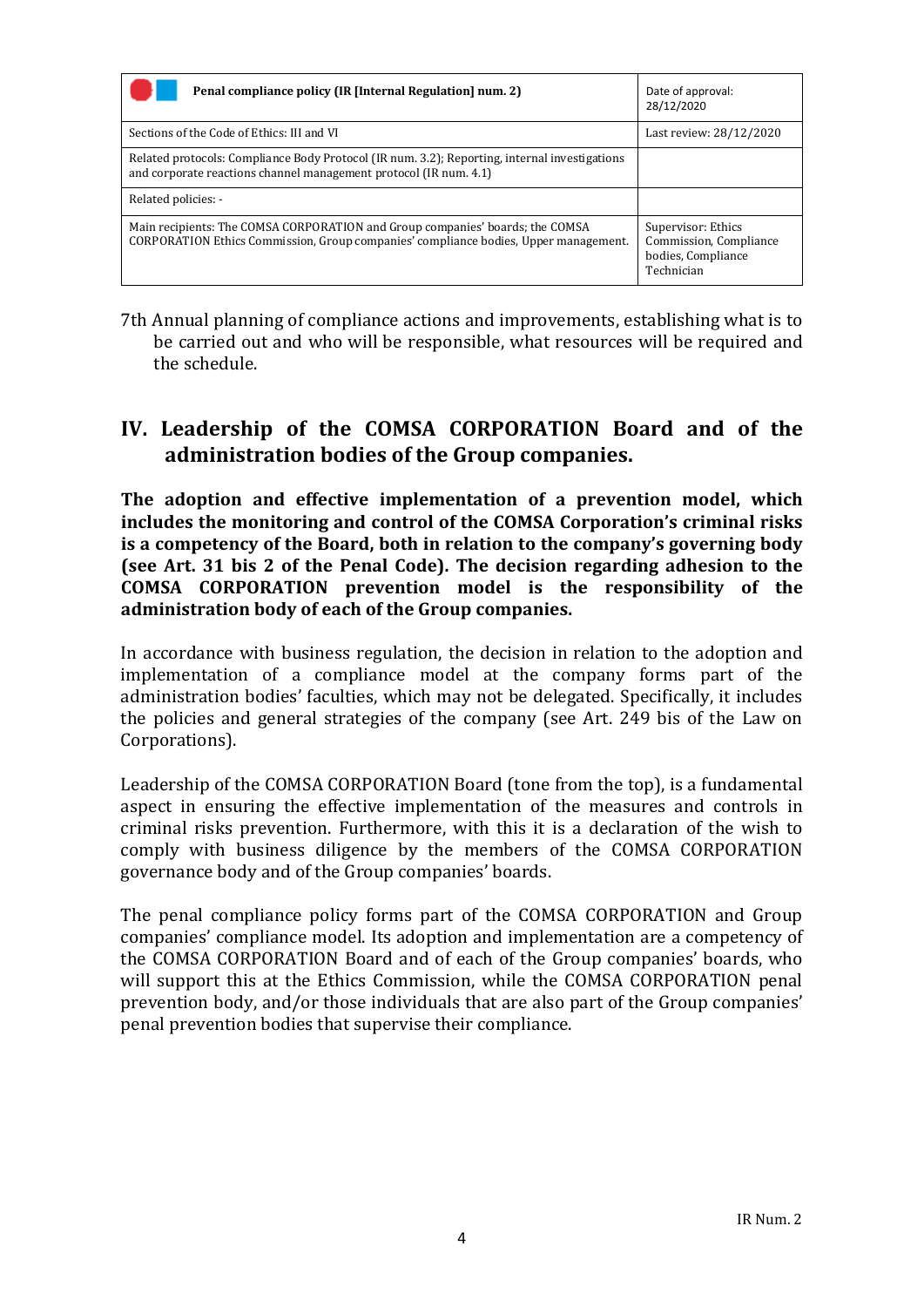| Penal compliance policy (IR [Internal Regulation] num. 2) | Date of approval: 28/12/2020 |
|---|---|
| Sections of the Code of Ethics: III and VI | Last review: 28/12/2020 |
| Related protocols: Compliance Body Protocol (IR num. 3.2); Reporting, internal investigations and corporate reactions channel management protocol (IR num. 4.1) | |
| Related policies: - | |
| Main recipients: The COMSA CORPORATION and Group companies' boards; the COMSA CORPORATION Ethics Commission, Group companies' compliance bodies, Upper management. | Supervisor: Ethics Commission, Compliance bodies, Compliance Technician |

7th Annual planning of compliance actions and improvements, establishing what is to be carried out and who will be responsible, what resources will be required and the schedule.

## IV. Leadership of the COMSA CORPORATION Board and of the administration bodies of the Group companies.

**The adoption and effective implementation of a prevention model, which includes the monitoring and control of the COMSA Corporation's criminal risks is a competency of the Board, both in relation to the company's governing body (see Art. 31 bis 2 of the Penal Code). The decision regarding adhesion to the COMSA CORPORATION prevention model is the responsibility of the administration body of each of the Group companies.**

In accordance with business regulation, the decision in relation to the adoption and implementation of a compliance model at the company forms part of the administration bodies' faculties, which may not be delegated. Specifically, it includes the policies and general strategies of the company (see Art. 249 bis of the Law on Corporations).

Leadership of the COMSA CORPORATION Board (tone from the top), is a fundamental aspect in ensuring the effective implementation of the measures and controls in criminal risks prevention. Furthermore, with this it is a declaration of the wish to comply with business diligence by the members of the COMSA CORPORATION governance body and of the Group companies' boards.

The penal compliance policy forms part of the COMSA CORPORATION and Group companies' compliance model. Its adoption and implementation are a competency of the COMSA CORPORATION Board and of each of the Group companies' boards, who will support this at the Ethics Commission, while the COMSA CORPORATION penal prevention body, and/or those individuals that are also part of the Group companies' penal prevention bodies that supervise their compliance.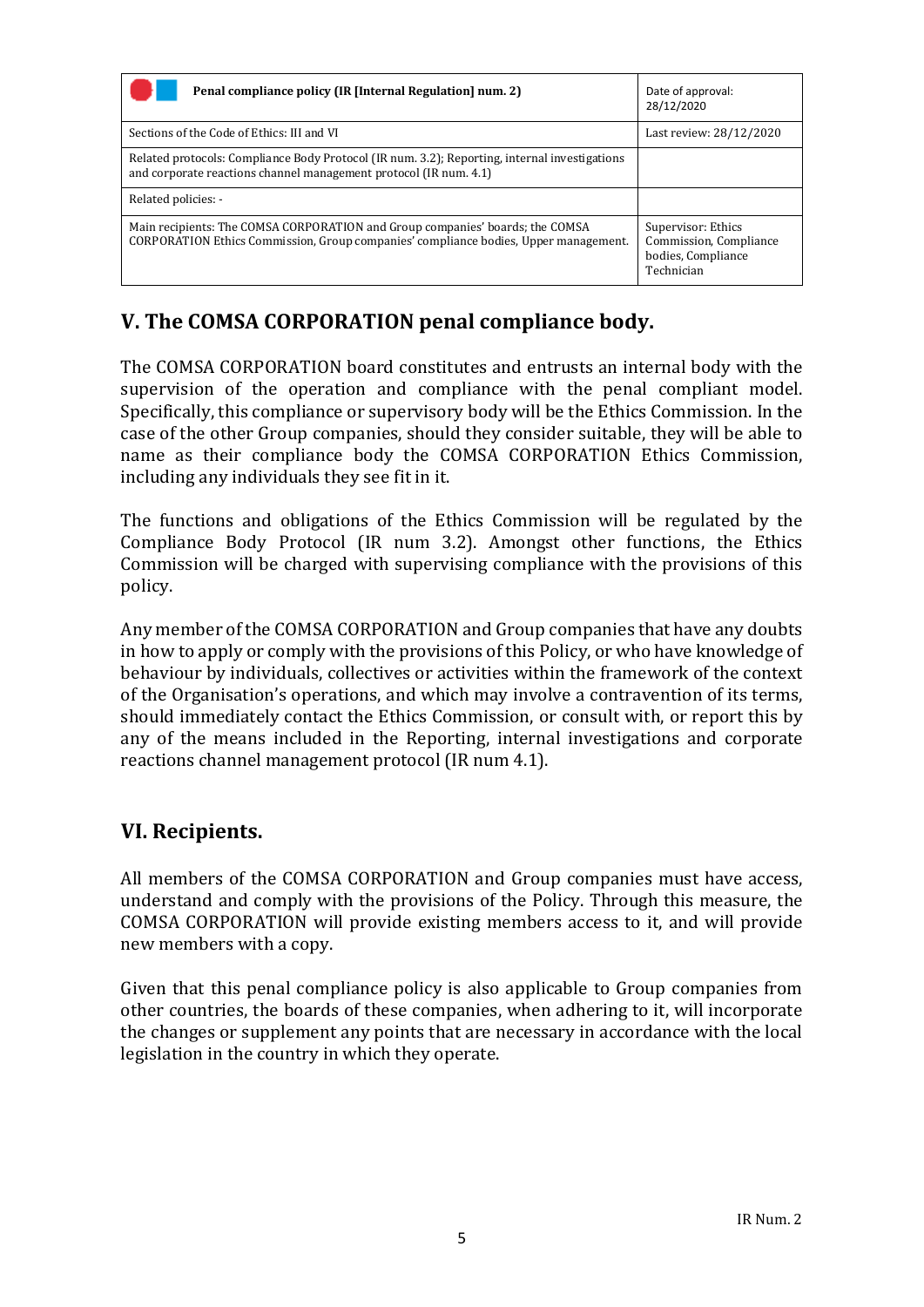| Penal compliance policy (IR [Internal Regulation] num. 2) | Date of approval: 28/12/2020 |
|---|---|
| Sections of the Code of Ethics: III and VI | Last review: 28/12/2020 |
| Related protocols: Compliance Body Protocol (IR num. 3.2); Reporting, internal investigations and corporate reactions channel management protocol (IR num. 4.1) | |
| Related policies: - | |
| Main recipients: The COMSA CORPORATION and Group companies' boards; the COMSA CORPORATION Ethics Commission, Group companies' compliance bodies, Upper management. | Supervisor: Ethics Commission, Compliance bodies, Compliance Technician |

## V. The COMSA CORPORATION penal compliance body.

The COMSA CORPORATION board constitutes and entrusts an internal body with the supervision of the operation and compliance with the penal compliant model. Specifically, this compliance or supervisory body will be the Ethics Commission. In the case of the other Group companies, should they consider suitable, they will be able to name as their compliance body the COMSA CORPORATION Ethics Commission, including any individuals they see fit in it.

The functions and obligations of the Ethics Commission will be regulated by the Compliance Body Protocol (IR num 3.2). Amongst other functions, the Ethics Commission will be charged with supervising compliance with the provisions of this policy.

Any member of the COMSA CORPORATION and Group companies that have any doubts in how to apply or comply with the provisions of this Policy, or who have knowledge of behaviour by individuals, collectives or activities within the framework of the context of the Organisation's operations, and which may involve a contravention of its terms, should immediately contact the Ethics Commission, or consult with, or report this by any of the means included in the Reporting, internal investigations and corporate reactions channel management protocol (IR num 4.1).

## VI. Recipients.

All members of the COMSA CORPORATION and Group companies must have access, understand and comply with the provisions of the Policy. Through this measure, the COMSA CORPORATION will provide existing members access to it, and will provide new members with a copy.

Given that this penal compliance policy is also applicable to Group companies from other countries, the boards of these companies, when adhering to it, will incorporate the changes or supplement any points that are necessary in accordance with the local legislation in the country in which they operate.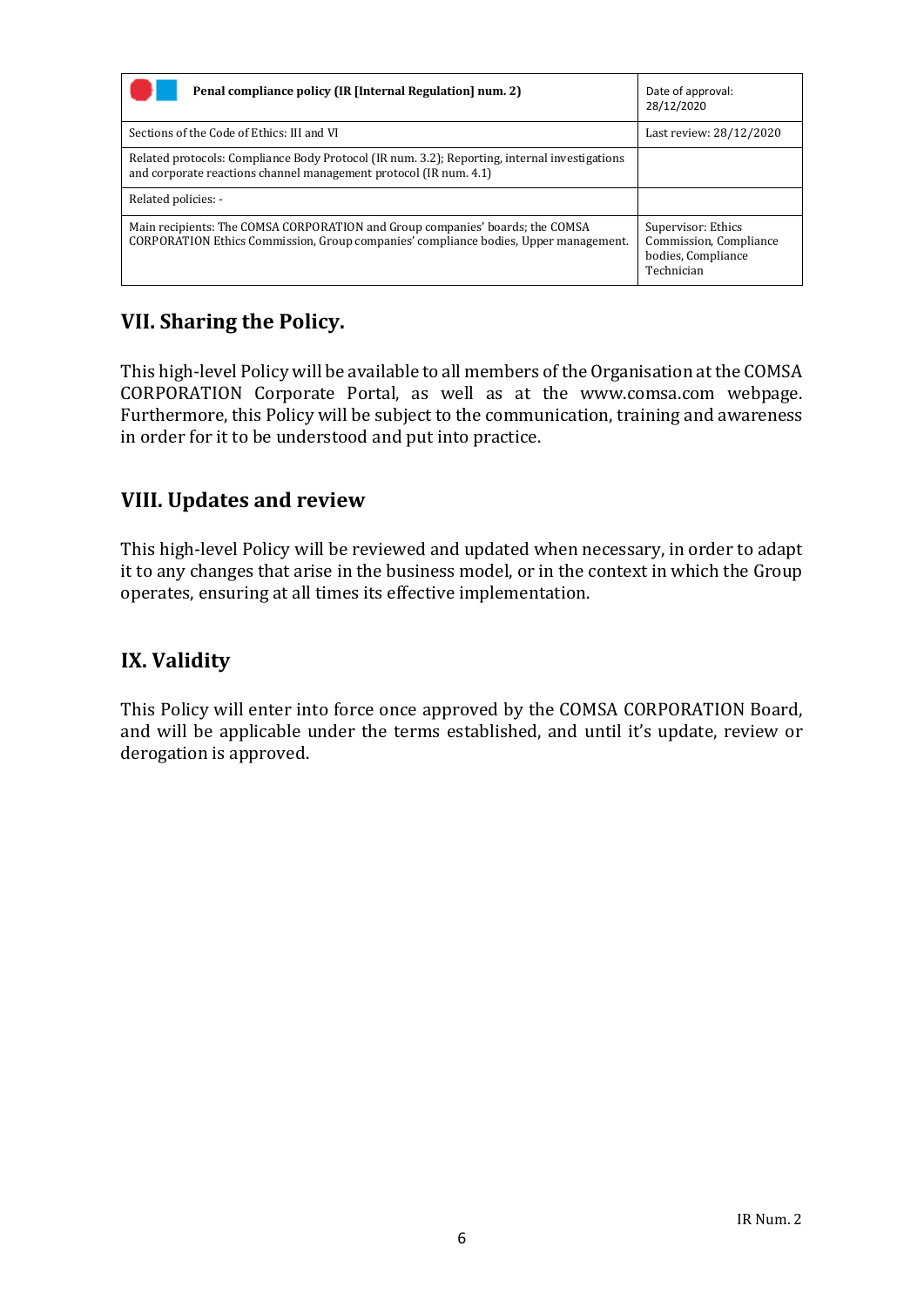| | |
|---|---|
| **Penal compliance policy (IR [Internal Regulation] num. 2)** | Date of approval: 28/12/2020 |
| Sections of the Code of Ethics: III and VI | Last review: 28/12/2020 |
| Related protocols: Compliance Body Protocol (IR num. 3.2); Reporting, internal investigations and corporate reactions channel management protocol (IR num. 4.1) | |
| Related policies: - | |
| Main recipients: The COMSA CORPORATION and Group companies' boards; the COMSA CORPORATION Ethics Commission, Group companies' compliance bodies, Upper management. | Supervisor: Ethics Commission, Compliance bodies, Compliance Technician |

## VII. Sharing the Policy.

This high-level Policy will be available to all members of the Organisation at the COMSA CORPORATION Corporate Portal, as well as at the www.comsa.com webpage. Furthermore, this Policy will be subject to the communication, training and awareness in order for it to be understood and put into practice.

## VIII. Updates and review

This high-level Policy will be reviewed and updated when necessary, in order to adapt it to any changes that arise in the business model, or in the context in which the Group operates, ensuring at all times its effective implementation.

## IX. Validity

This Policy will enter into force once approved by the COMSA CORPORATION Board, and will be applicable under the terms established, and until it's update, review or derogation is approved.